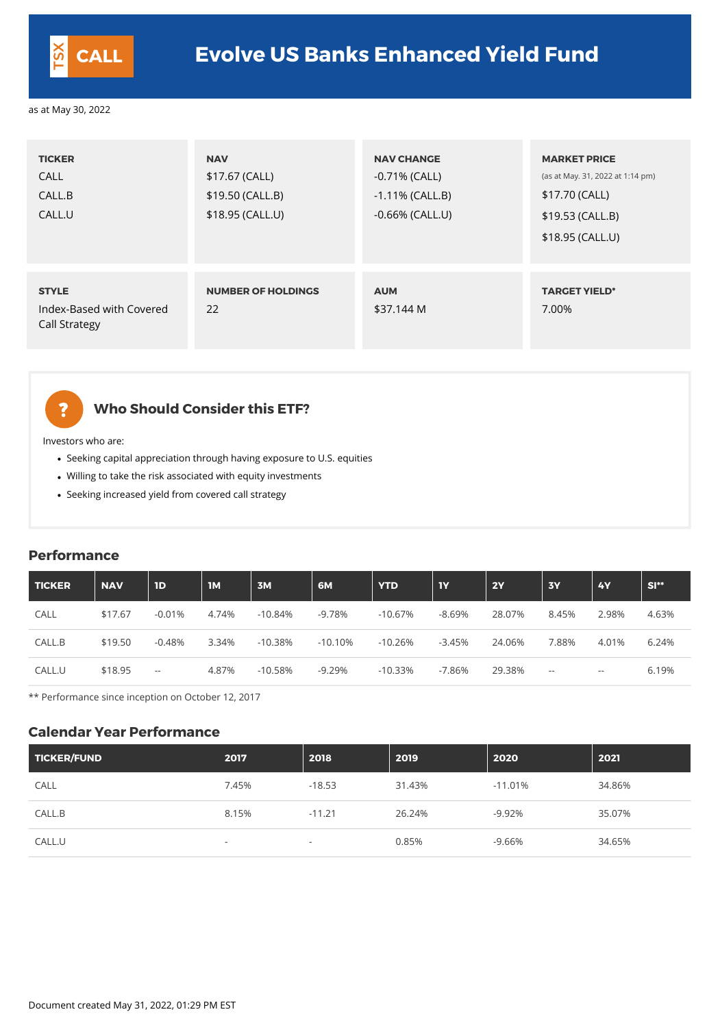TSX **CALL**

# Evolve US Banks Enhanced Yield Fund

as at May 30, 2022

| TICKER | NAV | NAV CHANGE | MARKET PRICE (as at May. 31, 2022 at 1:14 pm) |
|---|---|---|---|
| CALL | $17.67 (CALL) | -0.71% (CALL) | $17.70 (CALL) |
| CALL.B | $19.50 (CALL.B) | -1.11% (CALL.B) | $19.53 (CALL.B) |
| CALL.U | $18.95 (CALL.U) | -0.66% (CALL.U) | $18.95 (CALL.U) |

| STYLE | NUMBER OF HOLDINGS | AUM | TARGET YIELD* |
|---|---|---|---|
| Index-Based with Covered Call Strategy | 22 | $37.144 M | 7.00% |

## Who Should Consider this ETF?

Investors who are:

- Seeking capital appreciation through having exposure to U.S. equities
- Willing to take the risk associated with equity investments
- Seeking increased yield from covered call strategy

## Performance

| TICKER | NAV | 1D | 1M | 3M | 6M | YTD | 1Y | 2Y | 3Y | 4Y | SI** |
|---|---|---|---|---|---|---|---|---|---|---|---|
| CALL | $17.67 | -0.01% | 4.74% | -10.84% | -9.78% | -10.67% | -8.69% | 28.07% | 8.45% | 2.98% | 4.63% |
| CALL.B | $19.50 | -0.48% | 3.34% | -10.38% | -10.10% | -10.26% | -3.45% | 24.06% | 7.88% | 4.01% | 6.24% |
| CALL.U | $18.95 | -- | 4.87% | -10.58% | -9.29% | -10.33% | -7.86% | 29.38% | -- | -- | 6.19% |

** Performance since inception on October 12, 2017

## Calendar Year Performance

| TICKER/FUND | 2017 | 2018 | 2019 | 2020 | 2021 |
|---|---|---|---|---|---|
| CALL | 7.45% | -18.53 | 31.43% | -11.01% | 34.86% |
| CALL.B | 8.15% | -11.21 | 26.24% | -9.92% | 35.07% |
| CALL.U | - | - | 0.85% | -9.66% | 34.65% |

Document created May 31, 2022, 01:29 PM EST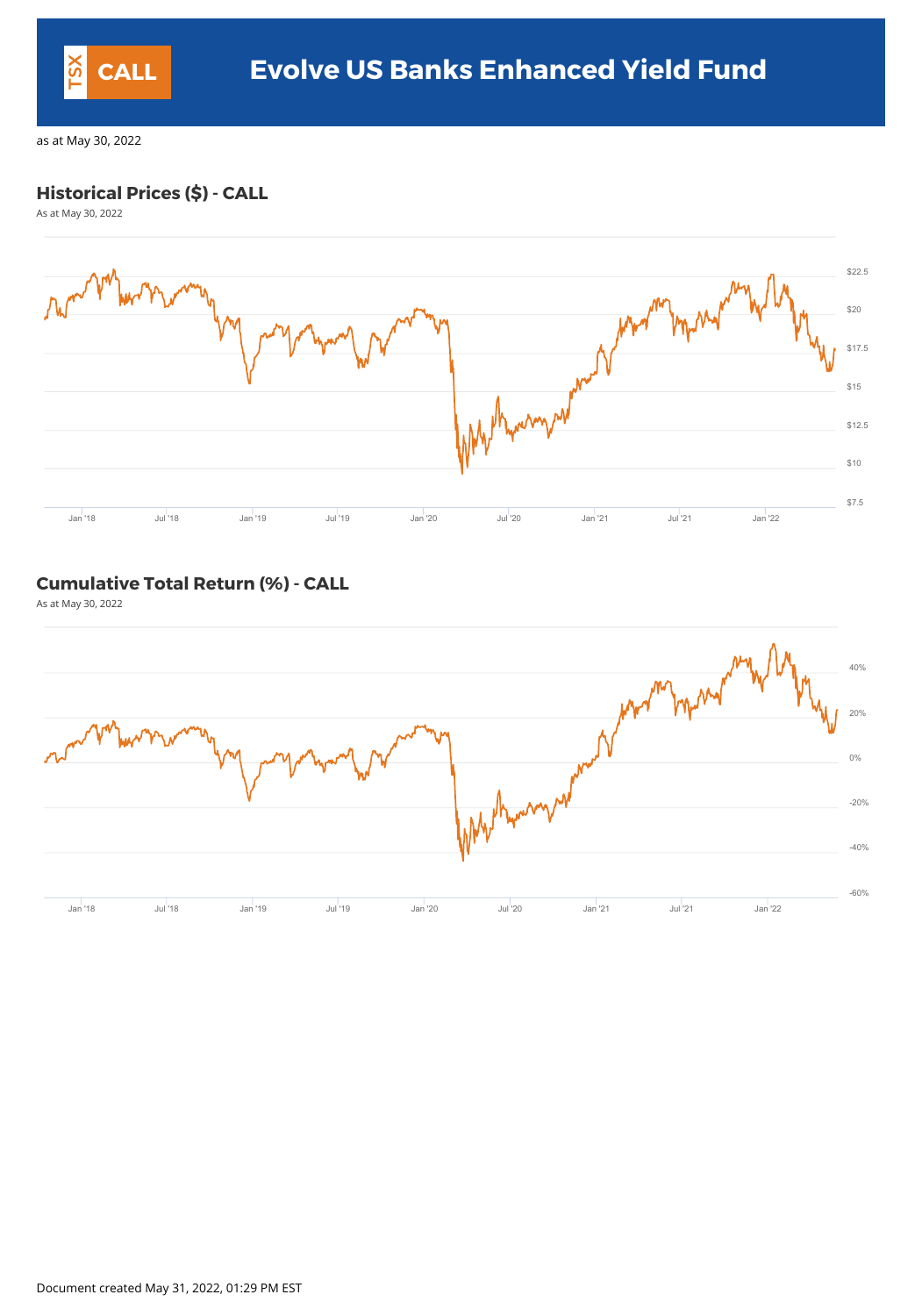# Evolve US Banks Enhanced Yield Fund

TSX CALL

as at May 30, 2022

## Historical Prices ($) - CALL

As at May 30, 2022

$22.5
$20
$17.5
$15
$12.5
$10
$7.5

Jan '18 Jul '18 Jan '19 Jul '19 Jan '20 Jul '20 Jan '21 Jul '21 Jan '22

## Cumulative Total Return (%) - CALL

As at May 30, 2022

40%
20%
0%
-20%
-40%
-60%

Jan '18 Jul '18 Jan '19 Jul '19 Jan '20 Jul '20 Jan '21 Jul '21 Jan '22

Document created May 31, 2022, 01:29 PM EST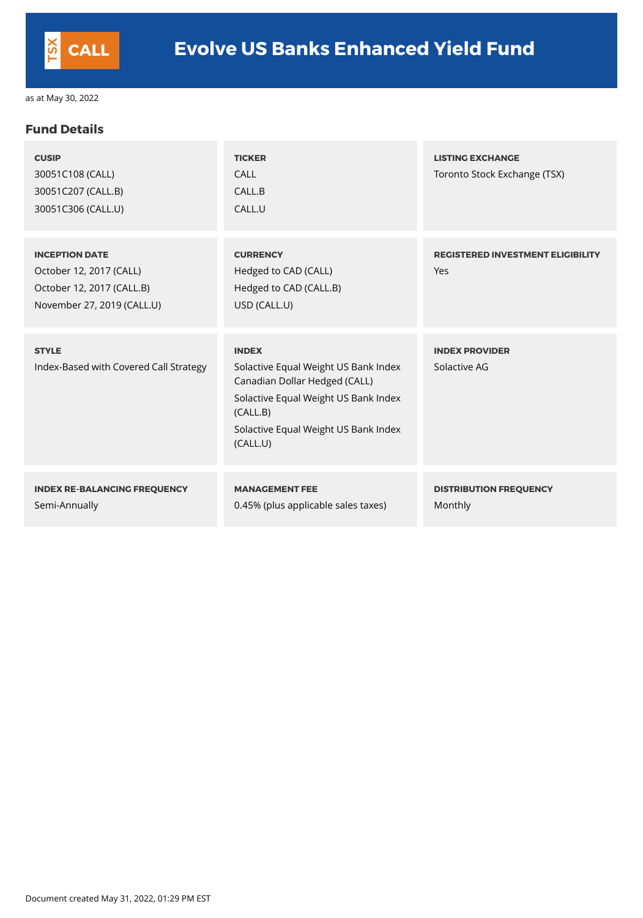# Evolve US Banks Enhanced Yield Fund

TSX CALL

as at May 30, 2022

## Fund Details

| CUSIP | TICKER | LISTING EXCHANGE |
|---|---|---|
| 30051C108 (CALL)<br>30051C207 (CALL.B)<br>30051C306 (CALL.U) | CALL<br>CALL.B<br>CALL.U | Toronto Stock Exchange (TSX) |

| INCEPTION DATE | CURRENCY | REGISTERED INVESTMENT ELIGIBILITY |
|---|---|---|
| October 12, 2017 (CALL)<br>October 12, 2017 (CALL.B)<br>November 27, 2019 (CALL.U) | Hedged to CAD (CALL)<br>Hedged to CAD (CALL.B)<br>USD (CALL.U) | Yes |

| STYLE | INDEX | INDEX PROVIDER |
|---|---|---|
| Index-Based with Covered Call Strategy | Solactive Equal Weight US Bank Index Canadian Dollar Hedged (CALL)<br>Solactive Equal Weight US Bank Index (CALL.B)<br>Solactive Equal Weight US Bank Index (CALL.U) | Solactive AG |

| INDEX RE-BALANCING FREQUENCY | MANAGEMENT FEE | DISTRIBUTION FREQUENCY |
|---|---|---|
| Semi-Annually | 0.45% (plus applicable sales taxes) | Monthly |

Document created May 31, 2022, 01:29 PM EST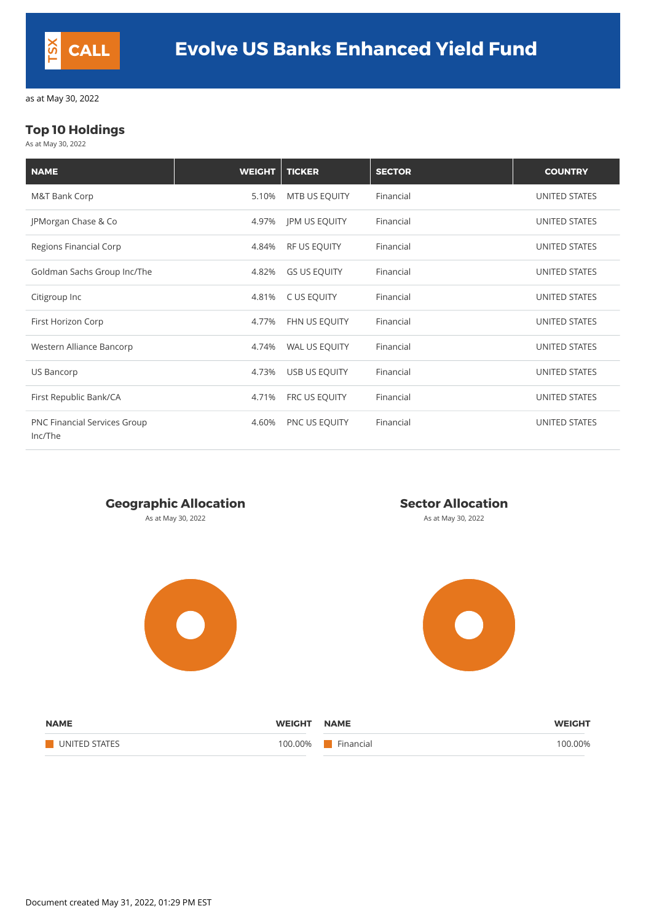TSX CALL

# Evolve US Banks Enhanced Yield Fund

as at May 30, 2022

## Top 10 Holdings

As at May 30, 2022

| NAME | WEIGHT | TICKER | SECTOR | COUNTRY |
|---|---|---|---|---|
| M&T Bank Corp | 5.10% | MTB US EQUITY | Financial | UNITED STATES |
| JPMorgan Chase & Co | 4.97% | JPM US EQUITY | Financial | UNITED STATES |
| Regions Financial Corp | 4.84% | RF US EQUITY | Financial | UNITED STATES |
| Goldman Sachs Group Inc/The | 4.82% | GS US EQUITY | Financial | UNITED STATES |
| Citigroup Inc | 4.81% | C US EQUITY | Financial | UNITED STATES |
| First Horizon Corp | 4.77% | FHN US EQUITY | Financial | UNITED STATES |
| Western Alliance Bancorp | 4.74% | WAL US EQUITY | Financial | UNITED STATES |
| US Bancorp | 4.73% | USB US EQUITY | Financial | UNITED STATES |
| First Republic Bank/CA | 4.71% | FRC US EQUITY | Financial | UNITED STATES |
| PNC Financial Services Group Inc/The | 4.60% | PNC US EQUITY | Financial | UNITED STATES |

## Geographic Allocation

As at May 30, 2022

| NAME | WEIGHT |
|---|---|
| UNITED STATES | 100.00% |

## Sector Allocation

As at May 30, 2022

| NAME | WEIGHT |
|---|---|
| Financial | 100.00% |

Document created May 31, 2022, 01:29 PM EST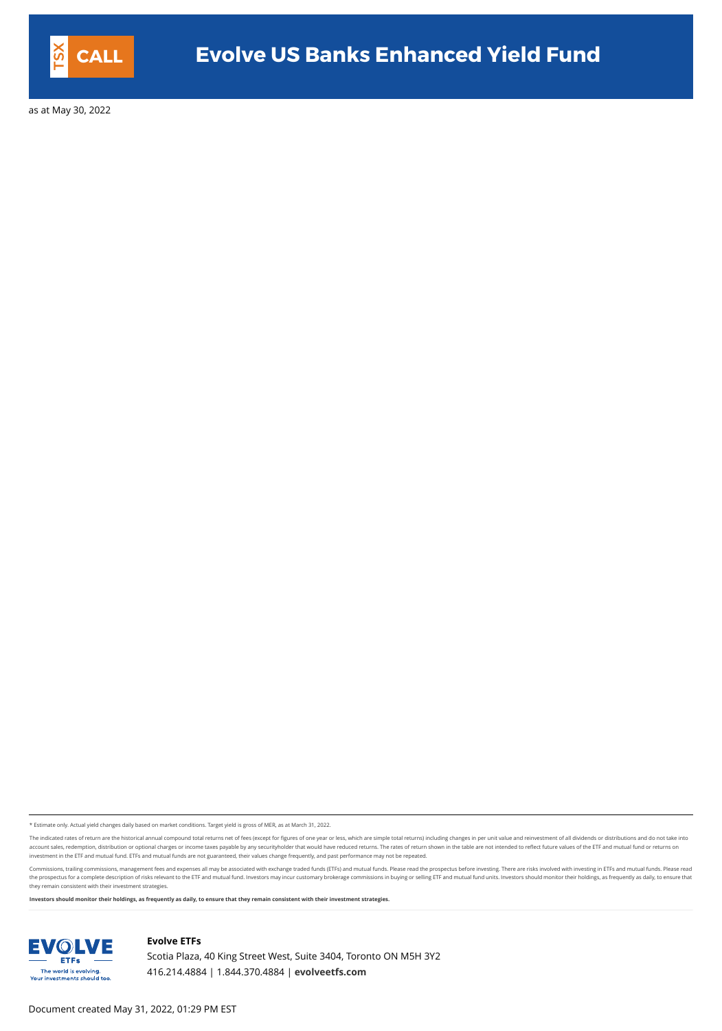TSX **CALL**

# Evolve US Banks Enhanced Yield Fund

as at May 30, 2022

* Estimate only. Actual yield changes daily based on market conditions. Target yield is gross of MER, as at March 31, 2022.

The indicated rates of return are the historical annual compound total returns net of fees (except for figures of one year or less, which are simple total returns) including changes in per unit value and reinvestment of all dividends or distributions and do not take into account sales, redemption, distribution or optional charges or income taxes payable by any securityholder that would have reduced returns. The rates of return shown in the table are not intended to reflect future values of the ETF and mutual fund or returns on investment in the ETF and mutual fund. ETFs and mutual funds are not guaranteed, their values change frequently, and past performance may not be repeated.

Commissions, trailing commissions, management fees and expenses all may be associated with exchange traded funds (ETFs) and mutual funds. Please read the prospectus before investing. There are risks involved with investing in ETFs and mutual funds. Please read the prospectus for a complete description of risks relevant to the ETF and mutual fund. Investors may incur customary brokerage commissions in buying or selling ETF and mutual fund units. Investors should monitor their holdings, as frequently as daily, to ensure that they remain consistent with their investment strategies.

**Investors should monitor their holdings, as frequently as daily, to ensure that they remain consistent with their investment strategies.**

EVOLVE ETFs
The world is evolving. Your investments should too.

**Evolve ETFs**

Scotia Plaza, 40 King Street West, Suite 3404, Toronto ON M5H 3Y2

416.214.4884 | 1.844.370.4884 | **evolveetfs.com**

Document created May 31, 2022, 01:29 PM EST